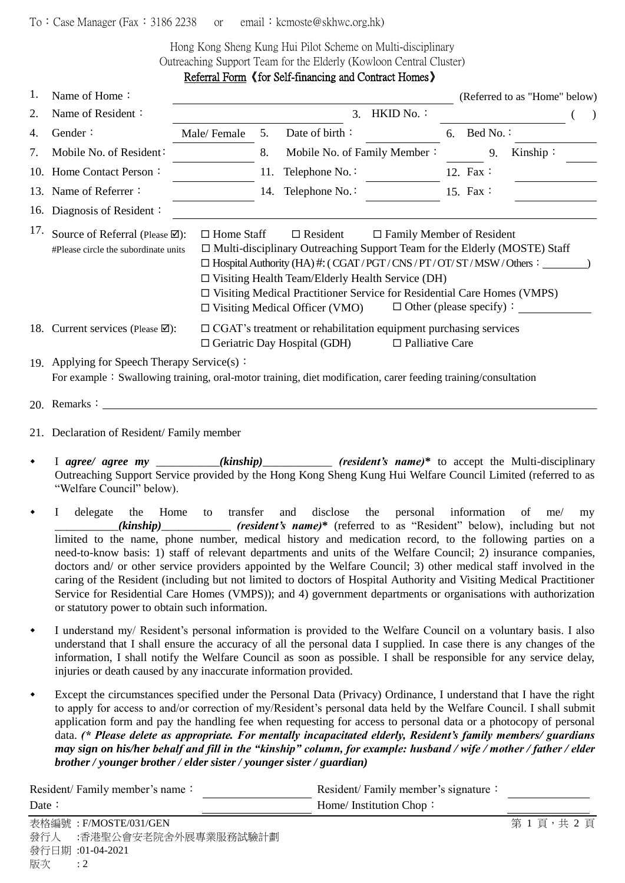To：Case Manager (Fax：3186 2238 or email：kcmoste@skhwc.org.hk)

Hong Kong Sheng Kung Hui Pilot Scheme on Multi-disciplinary
Outreaching Support Team for the Elderly (Kowloon Central Cluster)

Referral Form《for Self-financing and Contract Homes》

1. Name of Home：________________________ (Referred to as "Home" below)
2. Name of Resident：________________ 3. HKID No.：____________ ( )
4. Gender： Male/ Female 5. Date of birth：__________ 6. Bed No.：__________
7. Mobile No. of Resident：__________ 8. Mobile No. of Family Member：__________ 9. Kinship：__________
10. Home Contact Person：__________ 11. Telephone No.：__________ 12. Fax：__________
13. Name of Referrer：__________ 14. Telephone No.：__________ 15. Fax：__________
16. Diagnosis of Resident：________________________
17. Source of Referral (Please ☑): #Please circle the subordinate units
   - ☐ Home Staff ☐ Resident ☐ Family Member of Resident
   - ☐ Multi-disciplinary Outreaching Support Team for the Elderly (MOSTE) Staff
   - ☐ Hospital Authority (HA) #: ( CGAT / PGT / CNS / PT / OT/ ST / MSW / Others：__________)
   - ☐ Visiting Health Team/Elderly Health Service (DH)
   - ☐ Visiting Medical Practitioner Service for Residential Care Homes (VMPS)
   - ☐ Visiting Medical Officer (VMO) ☐ Other (please specify)：__________
18. Current services (Please ☑):
   - ☐ CGAT's treatment or rehabilitation equipment purchasing services
   - ☐ Geriatric Day Hospital (GDH) ☐ Palliative Care
19. Applying for Speech Therapy Service(s)：
   For example：Swallowing training, oral-motor training, diet modification, carer feeding training/consultation
20. Remarks：________________________
21. Declaration of Resident/ Family member

- I ***agree/ agree my*** __________***(kinship)***__________ ***(resident's name)**** to accept the Multi-disciplinary Outreaching Support Service provided by the Hong Kong Sheng Kung Hui Welfare Council Limited (referred to as "Welfare Council" below).
- I delegate the Home to transfer and disclose the personal information of me/ my __________***(kinship)***__________ ***(resident's name)**** (referred to as "Resident" below), including but not limited to the name, phone number, medical history and medication record, to the following parties on a need-to-know basis: 1) staff of relevant departments and units of the Welfare Council; 2) insurance companies, doctors and/ or other service providers appointed by the Welfare Council; 3) other medical staff involved in the caring of the Resident (including but not limited to doctors of Hospital Authority and Visiting Medical Practitioner Service for Residential Care Homes (VMPS)); and 4) government departments or organisations with authorization or statutory power to obtain such information.
- I understand my/ Resident's personal information is provided to the Welfare Council on a voluntary basis. I also understand that I shall ensure the accuracy of all the personal data I supplied. In case there is any changes of the information, I shall notify the Welfare Council as soon as possible. I shall be responsible for any service delay, injuries or death caused by any inaccurate information provided.
- Except the circumstances specified under the Personal Data (Privacy) Ordinance, I understand that I have the right to apply for access to and/or correction of my/Resident's personal data held by the Welfare Council. I shall submit application form and pay the handling fee when requesting for access to personal data or a photocopy of personal data. ***(\* Please delete as appropriate. For mentally incapacitated elderly, Resident's family members/ guardians may sign on his/her behalf and fill in the "kinship" column, for example: husband / wife / mother / father / elder brother / younger brother / elder sister / younger sister / guardian)***

Resident/ Family member's name：__________ Resident/ Family member's signature：__________

Date：__________ Home/ Institution Chop：__________

表格編號：F/MOSTE/031/GEN
發行人 :香港聖公會安老院舍外展專業服務試驗計劃
發行日期 :01-04-2021
版次 : 2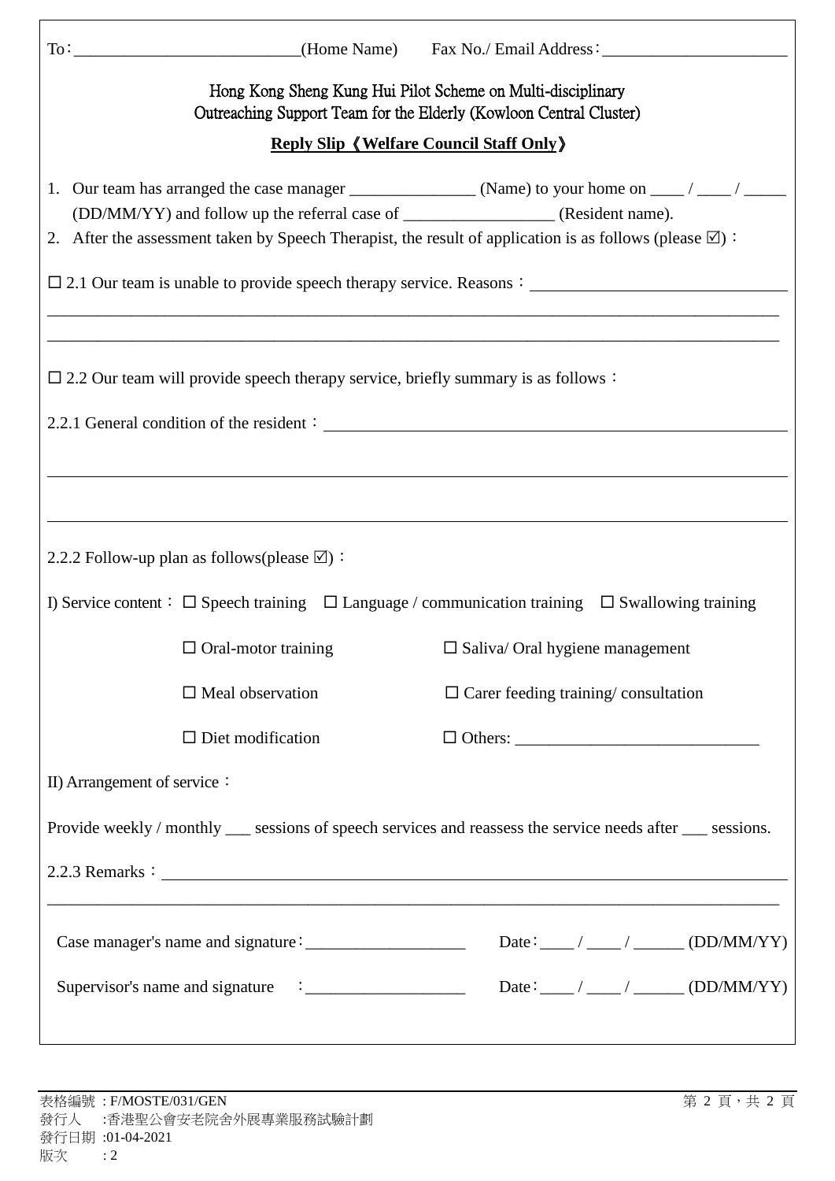To：__________________________(Home Name)　Fax No./ Email Address：______________________

Hong Kong Sheng Kung Hui Pilot Scheme on Multi-disciplinary
Outreaching Support Team for the Elderly (Kowloon Central Cluster)

**Reply Slip《Welfare Council Staff Only》**

1. Our team has arranged the case manager _______________ (Name) to your home on ____ / ____ / _____ (DD/MM/YY) and follow up the referral case of __________________ (Resident name).
2. After the assessment taken by Speech Therapist, the result of application is as follows (please ☑)：

☐ 2.1 Our team is unable to provide speech therapy service. Reasons：______________________________

______________________________________________________________________________

______________________________________________________________________________

☐ 2.2 Our team will provide speech therapy service, briefly summary is as follows：

2.2.1 General condition of the resident：______________________________________________

______________________________________________________________________________

______________________________________________________________________________

2.2.2 Follow-up plan as follows(please ☑)：

I) Service content：☐ Speech training　☐ Language / communication training　☐ Swallowing training

☐ Oral-motor training　☐ Saliva/ Oral hygiene management

☐ Meal observation　☐ Carer feeding training/ consultation

☐ Diet modification　☐ Others: ____________________________

II) Arrangement of service：

Provide weekly / monthly ___ sessions of speech services and reassess the service needs after ___ sessions.

2.2.3 Remarks：______________________________________________________________

______________________________________________________________________________

Case manager's name and signature：___________________　Date：____ / ____ / ______ (DD/MM/YY)

Supervisor's name and signature　：___________________　Date：____ / ____ / ______ (DD/MM/YY)

表格編號 : F/MOSTE/031/GEN
發行人　:香港聖公會安老院舍外展專業服務試驗計劃
發行日期 :01-04-2021
版次　　: 2